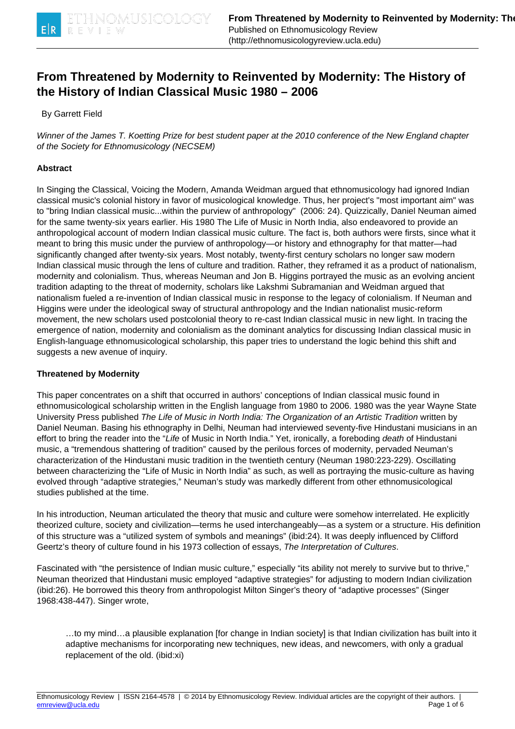# From Threatened by Modernity to Reinvented by Modernity: The History of the History of Indian Classical Music 1980 – 2006

By Garrett Field

*Winner of the James T. Koetting Prize for best student paper at the 2010 conference of the New England chapter of the Society for Ethnomusicology (NECSEM)*

**Abstract**

In Singing the Classical, Voicing the Modern, Amanda Weidman argued that ethnomusicology had ignored Indian classical music's colonial history in favor of musicological knowledge. Thus, her project's "most important aim" was to "bring Indian classical music...within the purview of anthropology" (2006: 24). Quizzically, Daniel Neuman aimed for the same twenty-six years earlier. His 1980 The Life of Music in North India, also endeavored to provide an anthropological account of modern Indian classical music culture. The fact is, both authors were firsts, since what it meant to bring this music under the purview of anthropology—or history and ethnography for that matter—had significantly changed after twenty-six years. Most notably, twenty-first century scholars no longer saw modern Indian classical music through the lens of culture and tradition. Rather, they reframed it as a product of nationalism, modernity and colonialism. Thus, whereas Neuman and Jon B. Higgins portrayed the music as an evolving ancient tradition adapting to the threat of modernity, scholars like Lakshmi Subramanian and Weidman argued that nationalism fueled a re-invention of Indian classical music in response to the legacy of colonialism. If Neuman and Higgins were under the ideological sway of structural anthropology and the Indian nationalist music-reform movement, the new scholars used postcolonial theory to re-cast Indian classical music in new light. In tracing the emergence of nation, modernity and colonialism as the dominant analytics for discussing Indian classical music in English-language ethnomusicological scholarship, this paper tries to understand the logic behind this shift and suggests a new avenue of inquiry.

**Threatened by Modernity**

This paper concentrates on a shift that occurred in authors' conceptions of Indian classical music found in ethnomusicological scholarship written in the English language from 1980 to 2006. 1980 was the year Wayne State University Press published *The Life of Music in North India: The Organization of an Artistic Tradition* written by Daniel Neuman. Basing his ethnography in Delhi, Neuman had interviewed seventy-five Hindustani musicians in an effort to bring the reader into the "*Life* of Music in North India." Yet, ironically, a foreboding *death* of Hindustani music, a "tremendous shattering of tradition" caused by the perilous forces of modernity, pervaded Neuman's characterization of the Hindustani music tradition in the twentieth century (Neuman 1980:223-229). Oscillating between characterizing the "Life of Music in North India" as such, as well as portraying the music-culture as having evolved through "adaptive strategies," Neuman's study was markedly different from other ethnomusicological studies published at the time.

In his introduction, Neuman articulated the theory that music and culture were somehow interrelated. He explicitly theorized culture, society and civilization—terms he used interchangeably—as a system or a structure. His definition of this structure was a "utilized system of symbols and meanings" (ibid:24). It was deeply influenced by Clifford Geertz's theory of culture found in his 1973 collection of essays, *The Interpretation of Cultures*.

Fascinated with "the persistence of Indian music culture," especially "its ability not merely to survive but to thrive," Neuman theorized that Hindustani music employed "adaptive strategies" for adjusting to modern Indian civilization (ibid:26). He borrowed this theory from anthropologist Milton Singer's theory of "adaptive processes" (Singer 1968:438-447). Singer wrote,

> …to my mind…a plausible explanation [for change in Indian society] is that Indian civilization has built into it adaptive mechanisms for incorporating new techniques, new ideas, and newcomers, with only a gradual replacement of the old. (ibid:xi)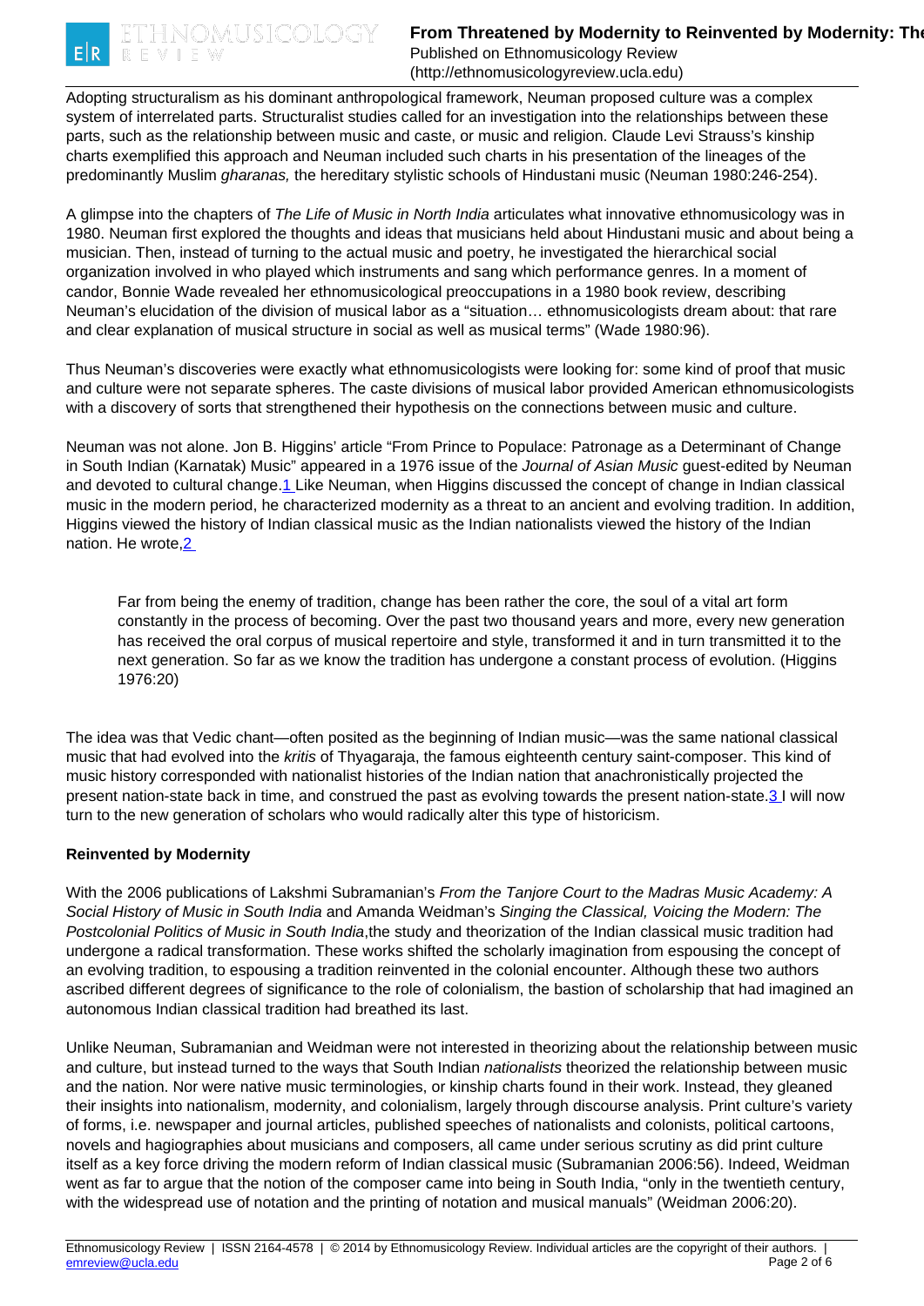Adopting structuralism as his dominant anthropological framework, Neuman proposed culture was a complex system of interrelated parts. Structuralist studies called for an investigation into the relationships between these parts, such as the relationship between music and caste, or music and religion. Claude Levi Strauss's kinship charts exemplified this approach and Neuman included such charts in his presentation of the lineages of the predominantly Muslim *gharanas,* the hereditary stylistic schools of Hindustani music (Neuman 1980:246-254).

A glimpse into the chapters of *The Life of Music in North India* articulates what innovative ethnomusicology was in 1980. Neuman first explored the thoughts and ideas that musicians held about Hindustani music and about being a musician. Then, instead of turning to the actual music and poetry, he investigated the hierarchical social organization involved in who played which instruments and sang which performance genres. In a moment of candor, Bonnie Wade revealed her ethnomusicological preoccupations in a 1980 book review, describing Neuman's elucidation of the division of musical labor as a "situation… ethnomusicologists dream about: that rare and clear explanation of musical structure in social as well as musical terms" (Wade 1980:96).

Thus Neuman's discoveries were exactly what ethnomusicologists were looking for: some kind of proof that music and culture were not separate spheres. The caste divisions of musical labor provided American ethnomusicologists with a discovery of sorts that strengthened their hypothesis on the connections between music and culture.

Neuman was not alone. Jon B. Higgins' article "From Prince to Populace: Patronage as a Determinant of Change in South Indian (Karnatak) Music" appeared in a 1976 issue of the *Journal of Asian Music* guest-edited by Neuman and devoted to cultural change.[1] Like Neuman, when Higgins discussed the concept of change in Indian classical music in the modern period, he characterized modernity as a threat to an ancient and evolving tradition. In addition, Higgins viewed the history of Indian classical music as the Indian nationalists viewed the history of the Indian nation. He wrote,[2]

> Far from being the enemy of tradition, change has been rather the core, the soul of a vital art form constantly in the process of becoming. Over the past two thousand years and more, every new generation has received the oral corpus of musical repertoire and style, transformed it and in turn transmitted it to the next generation. So far as we know the tradition has undergone a constant process of evolution. (Higgins 1976:20)

The idea was that Vedic chant—often posited as the beginning of Indian music—was the same national classical music that had evolved into the *kritis* of Thyagaraja, the famous eighteenth century saint-composer. This kind of music history corresponded with nationalist histories of the Indian nation that anachronistically projected the present nation-state back in time, and construed the past as evolving towards the present nation-state.[3] I will now turn to the new generation of scholars who would radically alter this type of historicism.

**Reinvented by Modernity**

With the 2006 publications of Lakshmi Subramanian's *From the Tanjore Court to the Madras Music Academy: A Social History of Music in South India* and Amanda Weidman's *Singing the Classical, Voicing the Modern: The Postcolonial Politics of Music in South India*,the study and theorization of the Indian classical music tradition had undergone a radical transformation. These works shifted the scholarly imagination from espousing the concept of an evolving tradition, to espousing a tradition reinvented in the colonial encounter. Although these two authors ascribed different degrees of significance to the role of colonialism, the bastion of scholarship that had imagined an autonomous Indian classical tradition had breathed its last.

Unlike Neuman, Subramanian and Weidman were not interested in theorizing about the relationship between music and culture, but instead turned to the ways that South Indian *nationalists* theorized the relationship between music and the nation. Nor were native music terminologies, or kinship charts found in their work. Instead, they gleaned their insights into nationalism, modernity, and colonialism, largely through discourse analysis. Print culture's variety of forms, i.e. newspaper and journal articles, published speeches of nationalists and colonists, political cartoons, novels and hagiographies about musicians and composers, all came under serious scrutiny as did print culture itself as a key force driving the modern reform of Indian classical music (Subramanian 2006:56). Indeed, Weidman went as far to argue that the notion of the composer came into being in South India, "only in the twentieth century, with the widespread use of notation and the printing of notation and musical manuals" (Weidman 2006:20).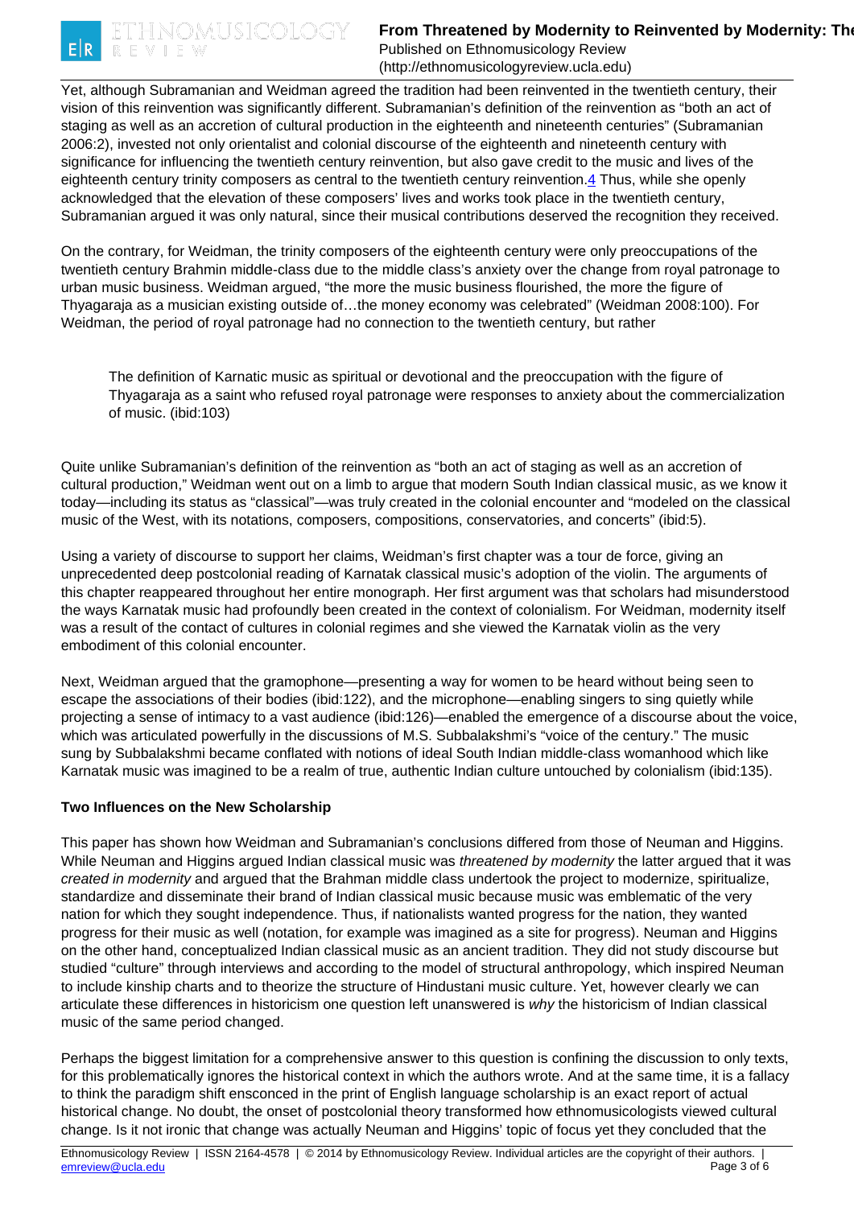Yet, although Subramanian and Weidman agreed the tradition had been reinvented in the twentieth century, their vision of this reinvention was significantly different. Subramanian's definition of the reinvention as "both an act of staging as well as an accretion of cultural production in the eighteenth and nineteenth centuries" (Subramanian 2006:2), invested not only orientalist and colonial discourse of the eighteenth and nineteenth century with significance for influencing the twentieth century reinvention, but also gave credit to the music and lives of the eighteenth century trinity composers as central to the twentieth century reinvention.[4] Thus, while she openly acknowledged that the elevation of these composers' lives and works took place in the twentieth century, Subramanian argued it was only natural, since their musical contributions deserved the recognition they received.

On the contrary, for Weidman, the trinity composers of the eighteenth century were only preoccupations of the twentieth century Brahmin middle-class due to the middle class's anxiety over the change from royal patronage to urban music business. Weidman argued, "the more the music business flourished, the more the figure of Thyagaraja as a musician existing outside of…the money economy was celebrated" (Weidman 2008:100). For Weidman, the period of royal patronage had no connection to the twentieth century, but rather

> The definition of Karnatic music as spiritual or devotional and the preoccupation with the figure of Thyagaraja as a saint who refused royal patronage were responses to anxiety about the commercialization of music. (ibid:103)

Quite unlike Subramanian's definition of the reinvention as "both an act of staging as well as an accretion of cultural production," Weidman went out on a limb to argue that modern South Indian classical music, as we know it today—including its status as "classical"—was truly created in the colonial encounter and "modeled on the classical music of the West, with its notations, composers, compositions, conservatories, and concerts" (ibid:5).

Using a variety of discourse to support her claims, Weidman's first chapter was a tour de force, giving an unprecedented deep postcolonial reading of Karnatak classical music's adoption of the violin. The arguments of this chapter reappeared throughout her entire monograph. Her first argument was that scholars had misunderstood the ways Karnatak music had profoundly been created in the context of colonialism. For Weidman, modernity itself was a result of the contact of cultures in colonial regimes and she viewed the Karnatak violin as the very embodiment of this colonial encounter.

Next, Weidman argued that the gramophone—presenting a way for women to be heard without being seen to escape the associations of their bodies (ibid:122), and the microphone—enabling singers to sing quietly while projecting a sense of intimacy to a vast audience (ibid:126)—enabled the emergence of a discourse about the voice, which was articulated powerfully in the discussions of M.S. Subbalakshmi's "voice of the century." The music sung by Subbalakshmi became conflated with notions of ideal South Indian middle-class womanhood which like Karnatak music was imagined to be a realm of true, authentic Indian culture untouched by colonialism (ibid:135).

### Two Influences on the New Scholarship

This paper has shown how Weidman and Subramanian's conclusions differed from those of Neuman and Higgins. While Neuman and Higgins argued Indian classical music was *threatened by modernity* the latter argued that it was *created in modernity* and argued that the Brahman middle class undertook the project to modernize, spiritualize, standardize and disseminate their brand of Indian classical music because music was emblematic of the very nation for which they sought independence. Thus, if nationalists wanted progress for the nation, they wanted progress for their music as well (notation, for example was imagined as a site for progress). Neuman and Higgins on the other hand, conceptualized Indian classical music as an ancient tradition. They did not study discourse but studied "culture" through interviews and according to the model of structural anthropology, which inspired Neuman to include kinship charts and to theorize the structure of Hindustani music culture. Yet, however clearly we can articulate these differences in historicism one question left unanswered is *why* the historicism of Indian classical music of the same period changed.

Perhaps the biggest limitation for a comprehensive answer to this question is confining the discussion to only texts, for this problematically ignores the historical context in which the authors wrote. And at the same time, it is a fallacy to think the paradigm shift ensconced in the print of English language scholarship is an exact report of actual historical change. No doubt, the onset of postcolonial theory transformed how ethnomusicologists viewed cultural change. Is it not ironic that change was actually Neuman and Higgins' topic of focus yet they concluded that the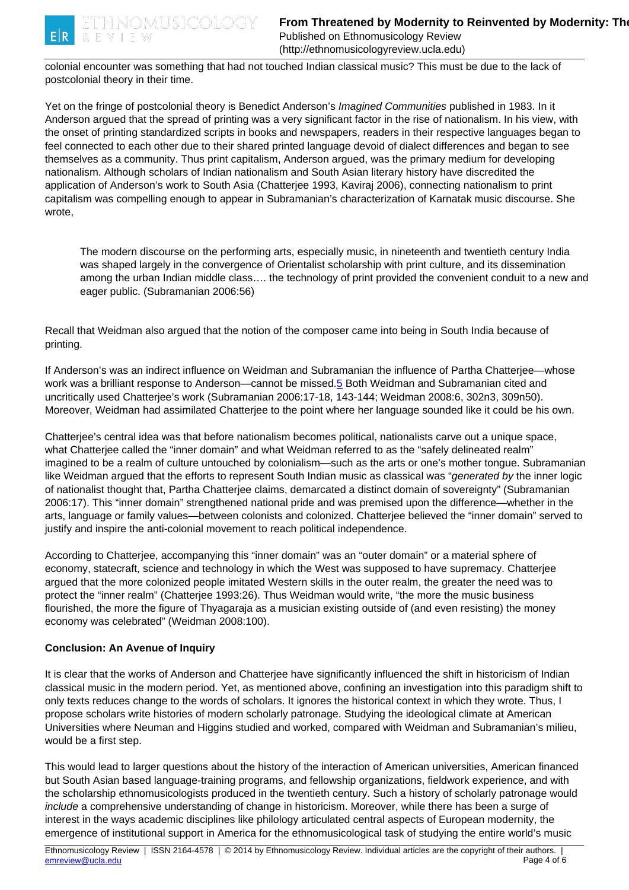colonial encounter was something that had not touched Indian classical music? This must be due to the lack of postcolonial theory in their time.

Yet on the fringe of postcolonial theory is Benedict Anderson's *Imagined Communities* published in 1983. In it Anderson argued that the spread of printing was a very significant factor in the rise of nationalism. In his view, with the onset of printing standardized scripts in books and newspapers, readers in their respective languages began to feel connected to each other due to their shared printed language devoid of dialect differences and began to see themselves as a community. Thus print capitalism, Anderson argued, was the primary medium for developing nationalism. Although scholars of Indian nationalism and South Asian literary history have discredited the application of Anderson's work to South Asia (Chatterjee 1993, Kaviraj 2006), connecting nationalism to print capitalism was compelling enough to appear in Subramanian's characterization of Karnatak music discourse. She wrote,

> The modern discourse on the performing arts, especially music, in nineteenth and twentieth century India was shaped largely in the convergence of Orientalist scholarship with print culture, and its dissemination among the urban Indian middle class…. the technology of print provided the convenient conduit to a new and eager public. (Subramanian 2006:56)

Recall that Weidman also argued that the notion of the composer came into being in South India because of printing.

If Anderson's was an indirect influence on Weidman and Subramanian the influence of Partha Chatterjee—whose work was a brilliant response to Anderson—cannot be missed.[5] Both Weidman and Subramanian cited and uncritically used Chatterjee's work (Subramanian 2006:17-18, 143-144; Weidman 2008:6, 302n3, 309n50). Moreover, Weidman had assimilated Chatterjee to the point where her language sounded like it could be his own.

Chatterjee's central idea was that before nationalism becomes political, nationalists carve out a unique space, what Chatterjee called the "inner domain" and what Weidman referred to as the "safely delineated realm" imagined to be a realm of culture untouched by colonialism—such as the arts or one's mother tongue. Subramanian like Weidman argued that the efforts to represent South Indian music as classical was "*generated by* the inner logic of nationalist thought that, Partha Chatterjee claims, demarcated a distinct domain of sovereignty" (Subramanian 2006:17). This "inner domain" strengthened national pride and was premised upon the difference—whether in the arts, language or family values—between colonists and colonized. Chatterjee believed the "inner domain" served to justify and inspire the anti-colonial movement to reach political independence.

According to Chatterjee, accompanying this "inner domain" was an "outer domain" or a material sphere of economy, statecraft, science and technology in which the West was supposed to have supremacy. Chatterjee argued that the more colonized people imitated Western skills in the outer realm, the greater the need was to protect the "inner realm" (Chatterjee 1993:26). Thus Weidman would write, "the more the music business flourished, the more the figure of Thyagaraja as a musician existing outside of (and even resisting) the money economy was celebrated" (Weidman 2008:100).

**Conclusion: An Avenue of Inquiry**

It is clear that the works of Anderson and Chatterjee have significantly influenced the shift in historicism of Indian classical music in the modern period. Yet, as mentioned above, confining an investigation into this paradigm shift to only texts reduces change to the words of scholars. It ignores the historical context in which they wrote. Thus, I propose scholars write histories of modern scholarly patronage. Studying the ideological climate at American Universities where Neuman and Higgins studied and worked, compared with Weidman and Subramanian's milieu, would be a first step.

This would lead to larger questions about the history of the interaction of American universities, American financed but South Asian based language-training programs, and fellowship organizations, fieldwork experience, and with the scholarship ethnomusicologists produced in the twentieth century. Such a history of scholarly patronage would *include* a comprehensive understanding of change in historicism. Moreover, while there has been a surge of interest in the ways academic disciplines like philology articulated central aspects of European modernity, the emergence of institutional support in America for the ethnomusicological task of studying the entire world's music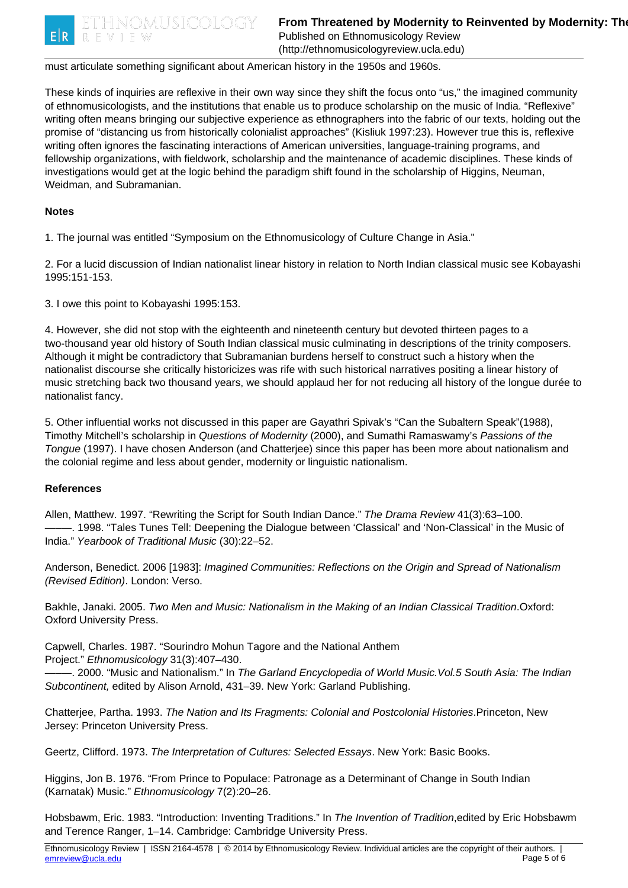must articulate something significant about American history in the 1950s and 1960s.

These kinds of inquiries are reflexive in their own way since they shift the focus onto "us," the imagined community of ethnomusicologists, and the institutions that enable us to produce scholarship on the music of India. "Reflexive" writing often means bringing our subjective experience as ethnographers into the fabric of our texts, holding out the promise of "distancing us from historically colonialist approaches" (Kisliuk 1997:23). However true this is, reflexive writing often ignores the fascinating interactions of American universities, language-training programs, and fellowship organizations, with fieldwork, scholarship and the maintenance of academic disciplines. These kinds of investigations would get at the logic behind the paradigm shift found in the scholarship of Higgins, Neuman, Weidman, and Subramanian.

**Notes**

1. The journal was entitled "Symposium on the Ethnomusicology of Culture Change in Asia."

2. For a lucid discussion of Indian nationalist linear history in relation to North Indian classical music see Kobayashi 1995:151-153.

3. I owe this point to Kobayashi 1995:153.

4. However, she did not stop with the eighteenth and nineteenth century but devoted thirteen pages to a two-thousand year old history of South Indian classical music culminating in descriptions of the trinity composers. Although it might be contradictory that Subramanian burdens herself to construct such a history when the nationalist discourse she critically historicizes was rife with such historical narratives positing a linear history of music stretching back two thousand years, we should applaud her for not reducing all history of the longue durée to nationalist fancy.

5. Other influential works not discussed in this paper are Gayathri Spivak's "Can the Subaltern Speak"(1988), Timothy Mitchell's scholarship in *Questions of Modernity* (2000), and Sumathi Ramaswamy's *Passions of the Tongue* (1997). I have chosen Anderson (and Chatterjee) since this paper has been more about nationalism and the colonial regime and less about gender, modernity or linguistic nationalism.

**References**

Allen, Matthew. 1997. "Rewriting the Script for South Indian Dance." *The Drama Review* 41(3):63–100.
———. 1998. "Tales Tunes Tell: Deepening the Dialogue between 'Classical' and 'Non-Classical' in the Music of India." *Yearbook of Traditional Music* (30):22–52.

Anderson, Benedict. 2006 [1983]: *Imagined Communities: Reflections on the Origin and Spread of Nationalism (Revised Edition)*. London: Verso.

Bakhle, Janaki. 2005. *Two Men and Music: Nationalism in the Making of an Indian Classical Tradition*.Oxford: Oxford University Press.

Capwell, Charles. 1987. "Sourindro Mohun Tagore and the National Anthem Project." *Ethnomusicology* 31(3):407–430.
———. 2000. "Music and Nationalism." In *The Garland Encyclopedia of World Music.Vol.5 South Asia: The Indian Subcontinent,* edited by Alison Arnold, 431–39. New York: Garland Publishing.

Chatterjee, Partha. 1993. *The Nation and Its Fragments: Colonial and Postcolonial Histories*.Princeton, New Jersey: Princeton University Press.

Geertz, Clifford. 1973. *The Interpretation of Cultures: Selected Essays*. New York: Basic Books.

Higgins, Jon B. 1976. "From Prince to Populace: Patronage as a Determinant of Change in South Indian (Karnatak) Music." *Ethnomusicology* 7(2):20–26.

Hobsbawm, Eric. 1983. "Introduction: Inventing Traditions." In *The Invention of Tradition*,edited by Eric Hobsbawm and Terence Ranger, 1–14. Cambridge: Cambridge University Press.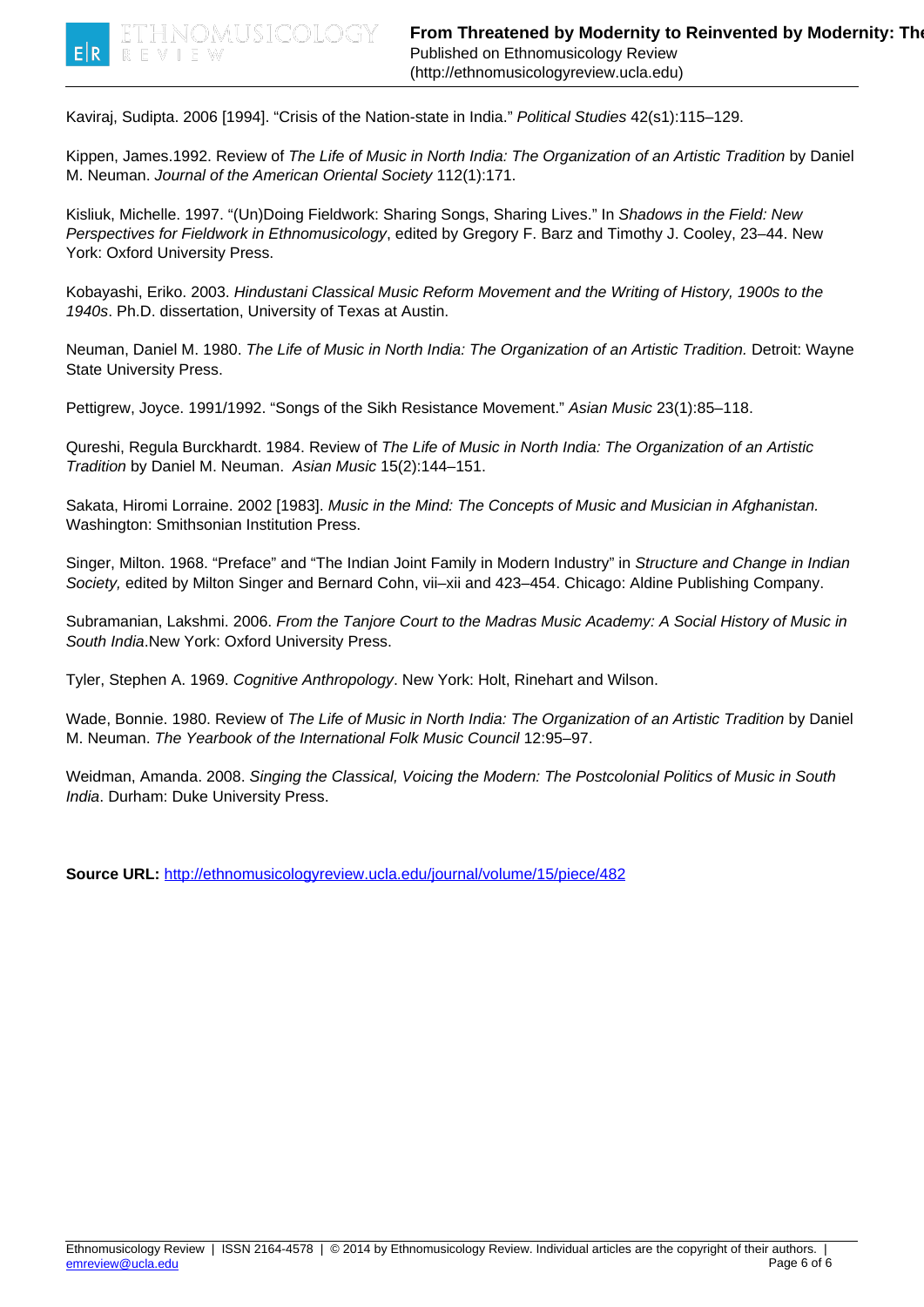Kaviraj, Sudipta. 2006 [1994]. "Crisis of the Nation-state in India." *Political Studies* 42(s1):115–129.

Kippen, James.1992. Review of *The Life of Music in North India: The Organization of an Artistic Tradition* by Daniel M. Neuman. *Journal of the American Oriental Society* 112(1):171.

Kisliuk, Michelle. 1997. "(Un)Doing Fieldwork: Sharing Songs, Sharing Lives." In *Shadows in the Field: New Perspectives for Fieldwork in Ethnomusicology*, edited by Gregory F. Barz and Timothy J. Cooley, 23–44. New York: Oxford University Press.

Kobayashi, Eriko. 2003. *Hindustani Classical Music Reform Movement and the Writing of History, 1900s to the 1940s*. Ph.D. dissertation, University of Texas at Austin.

Neuman, Daniel M. 1980. *The Life of Music in North India: The Organization of an Artistic Tradition.* Detroit: Wayne State University Press.

Pettigrew, Joyce. 1991/1992. "Songs of the Sikh Resistance Movement." *Asian Music* 23(1):85–118.

Qureshi, Regula Burckhardt. 1984. Review of *The Life of Music in North India: The Organization of an Artistic Tradition* by Daniel M. Neuman. *Asian Music* 15(2):144–151.

Sakata, Hiromi Lorraine. 2002 [1983]. *Music in the Mind: The Concepts of Music and Musician in Afghanistan.* Washington: Smithsonian Institution Press.

Singer, Milton. 1968. "Preface" and "The Indian Joint Family in Modern Industry" in *Structure and Change in Indian Society,* edited by Milton Singer and Bernard Cohn, vii–xii and 423–454. Chicago: Aldine Publishing Company.

Subramanian, Lakshmi. 2006. *From the Tanjore Court to the Madras Music Academy: A Social History of Music in South India*.New York: Oxford University Press.

Tyler, Stephen A. 1969. *Cognitive Anthropology*. New York: Holt, Rinehart and Wilson.

Wade, Bonnie. 1980. Review of *The Life of Music in North India: The Organization of an Artistic Tradition* by Daniel M. Neuman. *The Yearbook of the International Folk Music Council* 12:95–97.

Weidman, Amanda. 2008. *Singing the Classical, Voicing the Modern: The Postcolonial Politics of Music in South India*. Durham: Duke University Press.

**Source URL:** http://ethnomusicologyreview.ucla.edu/journal/volume/15/piece/482